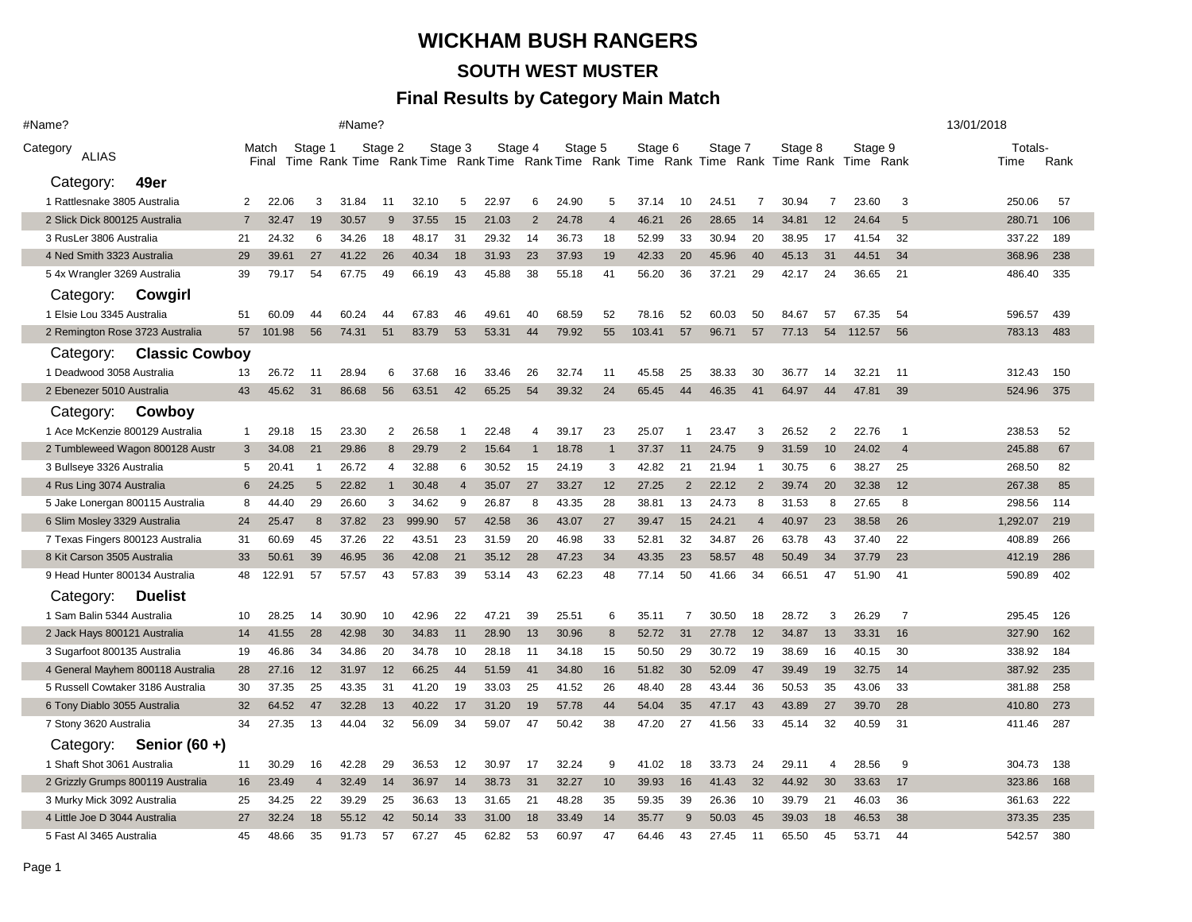# WICKHAM BUSH RANGERS

## SOUTH WEST MUSTER

### Final Results by Category Main Match

#Name? #Name? 13/01/2018

| Category ALIAS | Match Final | Stage 1 Time | Rank | Stage 2 Time | Rank | Stage 3 Time | Rank | Stage 4 Time | Rank | Stage 5 Time | Rank | Stage 6 Time | Rank | Stage 7 Time | Rank | Stage 8 Time | Rank | Stage 9 Time | Rank | Totals- Time | Rank |
|---|---|---|---|---|---|---|---|---|---|---|---|---|---|---|---|---|---|---|---|---|---|
| **Category: 49er** | | | | | | | | | | | | | | | | | | | | | |
| 1 Rattlesnake 3805 Australia | 2 | 22.06 | 3 | 31.84 | 11 | 32.10 | 5 | 22.97 | 6 | 24.90 | 5 | 37.14 | 10 | 24.51 | 7 | 30.94 | 7 | 23.60 | 3 | 250.06 | 57 |
| 2 Slick Dick 800125 Australia | 7 | 32.47 | 19 | 30.57 | 9 | 37.55 | 15 | 21.03 | 2 | 24.78 | 4 | 46.21 | 26 | 28.65 | 14 | 34.81 | 12 | 24.64 | 5 | 280.71 | 106 |
| 3 RusLer 3806 Australia | 21 | 24.32 | 6 | 34.26 | 18 | 48.17 | 31 | 29.32 | 14 | 36.73 | 18 | 52.99 | 33 | 30.94 | 20 | 38.95 | 17 | 41.54 | 32 | 337.22 | 189 |
| 4 Ned Smith 3323 Australia | 29 | 39.61 | 27 | 41.22 | 26 | 40.34 | 18 | 31.93 | 23 | 37.93 | 19 | 42.33 | 20 | 45.96 | 40 | 45.13 | 31 | 44.51 | 34 | 368.96 | 238 |
| 5 4x Wrangler 3269 Australia | 39 | 79.17 | 54 | 67.75 | 49 | 66.19 | 43 | 45.88 | 38 | 55.18 | 41 | 56.20 | 36 | 37.21 | 29 | 42.17 | 24 | 36.65 | 21 | 486.40 | 335 |
| **Category: Cowgirl** | | | | | | | | | | | | | | | | | | | | | |
| 1 Elsie Lou 3345 Australia | 51 | 60.09 | 44 | 60.24 | 44 | 67.83 | 46 | 49.61 | 40 | 68.59 | 52 | 78.16 | 52 | 60.03 | 50 | 84.67 | 57 | 67.35 | 54 | 596.57 | 439 |
| 2 Remington Rose 3723 Australia | 57 | 101.98 | 56 | 74.31 | 51 | 83.79 | 53 | 53.31 | 44 | 79.92 | 55 | 103.41 | 57 | 96.71 | 57 | 77.13 | 54 | 112.57 | 56 | 783.13 | 483 |
| **Category: Classic Cowboy** | | | | | | | | | | | | | | | | | | | | | |
| 1 Deadwood 3058 Australia | 13 | 26.72 | 11 | 28.94 | 6 | 37.68 | 16 | 33.46 | 26 | 32.74 | 11 | 45.58 | 25 | 38.33 | 30 | 36.77 | 14 | 32.21 | 11 | 312.43 | 150 |
| 2 Ebenezer 5010 Australia | 43 | 45.62 | 31 | 86.68 | 56 | 63.51 | 42 | 65.25 | 54 | 39.32 | 24 | 65.45 | 44 | 46.35 | 41 | 64.97 | 44 | 47.81 | 39 | 524.96 | 375 |
| **Category: Cowboy** | | | | | | | | | | | | | | | | | | | | | |
| 1 Ace McKenzie 800129 Australia | 1 | 29.18 | 15 | 23.30 | 2 | 26.58 | 1 | 22.48 | 4 | 39.17 | 23 | 25.07 | 1 | 23.47 | 3 | 26.52 | 2 | 22.76 | 1 | 238.53 | 52 |
| 2 Tumbleweed Wagon 800128 Austr | 3 | 34.08 | 21 | 29.86 | 8 | 29.79 | 2 | 15.64 | 1 | 18.78 | 1 | 37.37 | 11 | 24.75 | 9 | 31.59 | 10 | 24.02 | 4 | 245.88 | 67 |
| 3 Bullseye 3326 Australia | 5 | 20.41 | 1 | 26.72 | 4 | 32.88 | 6 | 30.52 | 15 | 24.19 | 3 | 42.82 | 21 | 21.94 | 1 | 30.75 | 6 | 38.27 | 25 | 268.50 | 82 |
| 4 Rus Ling 3074 Australia | 6 | 24.25 | 5 | 22.82 | 1 | 30.48 | 4 | 35.07 | 27 | 33.27 | 12 | 27.25 | 2 | 22.12 | 2 | 39.74 | 20 | 32.38 | 12 | 267.38 | 85 |
| 5 Jake Lonergan 800115 Australia | 8 | 44.40 | 29 | 26.60 | 3 | 34.62 | 9 | 26.87 | 8 | 43.35 | 28 | 38.81 | 13 | 24.73 | 8 | 31.53 | 8 | 27.65 | 8 | 298.56 | 114 |
| 6 Slim Mosley 3329 Australia | 24 | 25.47 | 8 | 37.82 | 23 | 999.90 | 57 | 42.58 | 36 | 43.07 | 27 | 39.47 | 15 | 24.21 | 4 | 40.97 | 23 | 38.58 | 26 | 1,292.07 | 219 |
| 7 Texas Fingers 800123 Australia | 31 | 60.69 | 45 | 37.26 | 22 | 43.51 | 23 | 31.59 | 20 | 46.98 | 33 | 52.81 | 32 | 34.87 | 26 | 63.78 | 43 | 37.40 | 22 | 408.89 | 266 |
| 8 Kit Carson 3505 Australia | 33 | 50.61 | 39 | 46.95 | 36 | 42.08 | 21 | 35.12 | 28 | 47.23 | 34 | 43.35 | 23 | 58.57 | 48 | 50.49 | 34 | 37.79 | 23 | 412.19 | 286 |
| 9 Head Hunter 800134 Australia | 48 | 122.91 | 57 | 57.57 | 43 | 57.83 | 39 | 53.14 | 43 | 62.23 | 48 | 77.14 | 50 | 41.66 | 34 | 66.51 | 47 | 51.90 | 41 | 590.89 | 402 |
| **Category: Duelist** | | | | | | | | | | | | | | | | | | | | | |
| 1 Sam Balin 5344 Australia | 10 | 28.25 | 14 | 30.90 | 10 | 42.96 | 22 | 47.21 | 39 | 25.51 | 6 | 35.11 | 7 | 30.50 | 18 | 28.72 | 3 | 26.29 | 7 | 295.45 | 126 |
| 2 Jack Hays 800121 Australia | 14 | 41.55 | 28 | 42.98 | 30 | 34.83 | 11 | 28.90 | 13 | 30.96 | 8 | 52.72 | 31 | 27.78 | 12 | 34.87 | 13 | 33.31 | 16 | 327.90 | 162 |
| 3 Sugarfoot 800135 Australia | 19 | 46.86 | 34 | 34.86 | 20 | 34.78 | 10 | 28.18 | 11 | 34.18 | 15 | 50.50 | 29 | 30.72 | 19 | 38.69 | 16 | 40.15 | 30 | 338.92 | 184 |
| 4 General Mayhem 800118 Australia | 28 | 27.16 | 12 | 31.97 | 12 | 66.25 | 44 | 51.59 | 41 | 34.80 | 16 | 51.82 | 30 | 52.09 | 47 | 39.49 | 19 | 32.75 | 14 | 387.92 | 235 |
| 5 Russell Cowtaker 3186 Australia | 30 | 37.35 | 25 | 43.35 | 31 | 41.20 | 19 | 33.03 | 25 | 41.52 | 26 | 48.40 | 28 | 43.44 | 36 | 50.53 | 35 | 43.06 | 33 | 381.88 | 258 |
| 6 Tony Diablo 3055 Australia | 32 | 64.52 | 47 | 32.28 | 13 | 40.22 | 17 | 31.20 | 19 | 57.78 | 44 | 54.04 | 35 | 47.17 | 43 | 43.89 | 27 | 39.70 | 28 | 410.80 | 273 |
| 7 Stony 3620 Australia | 34 | 27.35 | 13 | 44.04 | 32 | 56.09 | 34 | 59.07 | 47 | 50.42 | 38 | 47.20 | 27 | 41.56 | 33 | 45.14 | 32 | 40.59 | 31 | 411.46 | 287 |
| **Category: Senior (60 +)** | | | | | | | | | | | | | | | | | | | | | |
| 1 Shaft Shot 3061 Australia | 11 | 30.29 | 16 | 42.28 | 29 | 36.53 | 12 | 30.97 | 17 | 32.24 | 9 | 41.02 | 18 | 33.73 | 24 | 29.11 | 4 | 28.56 | 9 | 304.73 | 138 |
| 2 Grizzly Grumps 800119 Australia | 16 | 23.49 | 4 | 32.49 | 14 | 36.97 | 14 | 38.73 | 31 | 32.27 | 10 | 39.93 | 16 | 41.43 | 32 | 44.92 | 30 | 33.63 | 17 | 323.86 | 168 |
| 3 Murky Mick 3092 Australia | 25 | 34.25 | 22 | 39.29 | 25 | 36.63 | 13 | 31.65 | 21 | 48.28 | 35 | 59.35 | 39 | 26.36 | 10 | 39.79 | 21 | 46.03 | 36 | 361.63 | 222 |
| 4 Little Joe D 3044 Australia | 27 | 32.24 | 18 | 55.12 | 42 | 50.14 | 33 | 31.00 | 18 | 33.49 | 14 | 35.77 | 9 | 50.03 | 45 | 39.03 | 18 | 46.53 | 38 | 373.35 | 235 |
| 5 Fast Al 3465 Australia | 45 | 48.66 | 35 | 91.73 | 57 | 67.27 | 45 | 62.82 | 53 | 60.97 | 47 | 64.46 | 43 | 27.45 | 11 | 65.50 | 45 | 53.71 | 44 | 542.57 | 380 |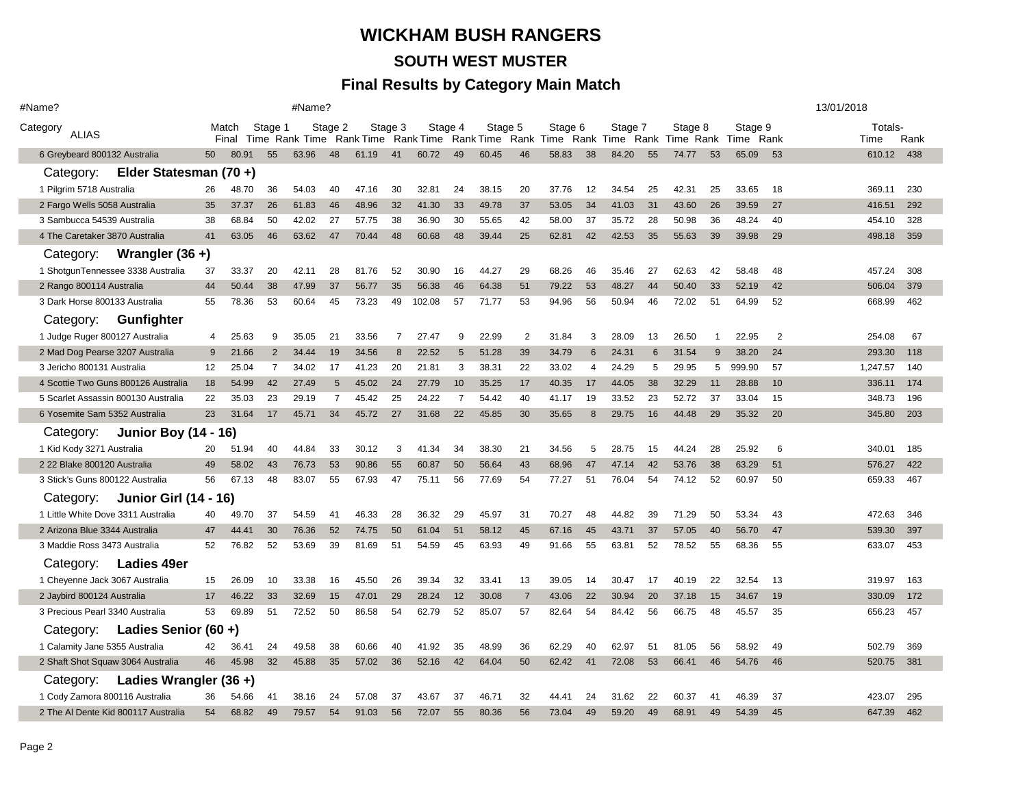# WICKHAM BUSH RANGERS

## SOUTH WEST MUSTER

### Final Results by Category Main Match

#Name? #Name? 13/01/2018

| Category ALIAS | Match Final | Stage 1 Time | Rank | Stage 2 Time | Rank | Stage 3 Time | Rank | Stage 4 Time | Rank | Stage 5 Time | Rank | Stage 6 Time | Rank | Stage 7 Time | Rank | Stage 8 Time | Rank | Stage 9 Time | Rank | Totals- Time | Rank |
|---|---|---|---|---|---|---|---|---|---|---|---|---|---|---|---|---|---|---|---|---|---|
| 6 Greybeard 800132 Australia | 50 | 80.91 | 55 | 63.96 | 48 | 61.19 | 41 | 60.72 | 49 | 60.45 | 46 | 58.83 | 38 | 84.20 | 55 | 74.77 | 53 | 65.09 | 53 | 610.12 | 438 |
| **Category: Elder Statesman (70 +)** | | | | | | | | | | | | | | | | | | | | | |
| 1 Pilgrim 5718 Australia | 26 | 48.70 | 36 | 54.03 | 40 | 47.16 | 30 | 32.81 | 24 | 38.15 | 20 | 37.76 | 12 | 34.54 | 25 | 42.31 | 25 | 33.65 | 18 | 369.11 | 230 |
| 2 Fargo Wells 5058 Australia | 35 | 37.37 | 26 | 61.83 | 46 | 48.96 | 32 | 41.30 | 33 | 49.78 | 37 | 53.05 | 34 | 41.03 | 31 | 43.60 | 26 | 39.59 | 27 | 416.51 | 292 |
| 3 Sambucca 54539 Australia | 38 | 68.84 | 50 | 42.02 | 27 | 57.75 | 38 | 36.90 | 30 | 55.65 | 42 | 58.00 | 37 | 35.72 | 28 | 50.98 | 36 | 48.24 | 40 | 454.10 | 328 |
| 4 The Caretaker 3870 Australia | 41 | 63.05 | 46 | 63.62 | 47 | 70.44 | 48 | 60.68 | 48 | 39.44 | 25 | 62.81 | 42 | 42.53 | 35 | 55.63 | 39 | 39.98 | 29 | 498.18 | 359 |
| **Category: Wrangler (36 +)** | | | | | | | | | | | | | | | | | | | | | |
| 1 ShotgunTennessee 3338 Australia | 37 | 33.37 | 20 | 42.11 | 28 | 81.76 | 52 | 30.90 | 16 | 44.27 | 29 | 68.26 | 46 | 35.46 | 27 | 62.63 | 42 | 58.48 | 48 | 457.24 | 308 |
| 2 Rango 800114 Australia | 44 | 50.44 | 38 | 47.99 | 37 | 56.77 | 35 | 56.38 | 46 | 64.38 | 51 | 79.22 | 53 | 48.27 | 44 | 50.40 | 33 | 52.19 | 42 | 506.04 | 379 |
| 3 Dark Horse 800133 Australia | 55 | 78.36 | 53 | 60.64 | 45 | 73.23 | 49 | 102.08 | 57 | 71.77 | 53 | 94.96 | 56 | 50.94 | 46 | 72.02 | 51 | 64.99 | 52 | 668.99 | 462 |
| **Category: Gunfighter** | | | | | | | | | | | | | | | | | | | | | |
| 1 Judge Ruger 800127 Australia | 4 | 25.63 | 9 | 35.05 | 21 | 33.56 | 7 | 27.47 | 9 | 22.99 | 2 | 31.84 | 3 | 28.09 | 13 | 26.50 | 1 | 22.95 | 2 | 254.08 | 67 |
| 2 Mad Dog Pearse 3207 Australia | 9 | 21.66 | 2 | 34.44 | 19 | 34.56 | 8 | 22.52 | 5 | 51.28 | 39 | 34.79 | 6 | 24.31 | 6 | 31.54 | 9 | 38.20 | 24 | 293.30 | 118 |
| 3 Jericho 800131 Australia | 12 | 25.04 | 7 | 34.02 | 17 | 41.23 | 20 | 21.81 | 3 | 38.31 | 22 | 33.02 | 4 | 24.29 | 5 | 29.95 | 5 | 999.90 | 57 | 1,247.57 | 140 |
| 4 Scottie Two Guns 800126 Australia | 18 | 54.99 | 42 | 27.49 | 5 | 45.02 | 24 | 27.79 | 10 | 35.25 | 17 | 40.35 | 17 | 44.05 | 38 | 32.29 | 11 | 28.88 | 10 | 336.11 | 174 |
| 5 Scarlet Assassin 800130 Australia | 22 | 35.03 | 23 | 29.19 | 7 | 45.42 | 25 | 24.22 | 7 | 54.42 | 40 | 41.17 | 19 | 33.52 | 23 | 52.72 | 37 | 33.04 | 15 | 348.73 | 196 |
| 6 Yosemite Sam 5352 Australia | 23 | 31.64 | 17 | 45.71 | 34 | 45.72 | 27 | 31.68 | 22 | 45.85 | 30 | 35.65 | 8 | 29.75 | 16 | 44.48 | 29 | 35.32 | 20 | 345.80 | 203 |
| **Category: Junior Boy (14 - 16)** | | | | | | | | | | | | | | | | | | | | | |
| 1 Kid Kody 3271 Australia | 20 | 51.94 | 40 | 44.84 | 33 | 30.12 | 3 | 41.34 | 34 | 38.30 | 21 | 34.56 | 5 | 28.75 | 15 | 44.24 | 28 | 25.92 | 6 | 340.01 | 185 |
| 2 22 Blake 800120 Australia | 49 | 58.02 | 43 | 76.73 | 53 | 90.86 | 55 | 60.87 | 50 | 56.64 | 43 | 68.96 | 47 | 47.14 | 42 | 53.76 | 38 | 63.29 | 51 | 576.27 | 422 |
| 3 Stick's Guns 800122 Australia | 56 | 67.13 | 48 | 83.07 | 55 | 67.93 | 47 | 75.11 | 56 | 77.69 | 54 | 77.27 | 51 | 76.04 | 54 | 74.12 | 52 | 60.97 | 50 | 659.33 | 467 |
| **Category: Junior Girl (14 - 16)** | | | | | | | | | | | | | | | | | | | | | |
| 1 Little White Dove 3311 Australia | 40 | 49.70 | 37 | 54.59 | 41 | 46.33 | 28 | 36.32 | 29 | 45.97 | 31 | 70.27 | 48 | 44.82 | 39 | 71.29 | 50 | 53.34 | 43 | 472.63 | 346 |
| 2 Arizona Blue 3344 Australia | 47 | 44.41 | 30 | 76.36 | 52 | 74.75 | 50 | 61.04 | 51 | 58.12 | 45 | 67.16 | 45 | 43.71 | 37 | 57.05 | 40 | 56.70 | 47 | 539.30 | 397 |
| 3 Maddie Ross 3473 Australia | 52 | 76.82 | 52 | 53.69 | 39 | 81.69 | 51 | 54.59 | 45 | 63.93 | 49 | 91.66 | 55 | 63.81 | 52 | 78.52 | 55 | 68.36 | 55 | 633.07 | 453 |
| **Category: Ladies 49er** | | | | | | | | | | | | | | | | | | | | | |
| 1 Cheyenne Jack 3067 Australia | 15 | 26.09 | 10 | 33.38 | 16 | 45.50 | 26 | 39.34 | 32 | 33.41 | 13 | 39.05 | 14 | 30.47 | 17 | 40.19 | 22 | 32.54 | 13 | 319.97 | 163 |
| 2 Jaybird 800124 Australia | 17 | 46.22 | 33 | 32.69 | 15 | 47.01 | 29 | 28.24 | 12 | 30.08 | 7 | 43.06 | 22 | 30.94 | 20 | 37.18 | 15 | 34.67 | 19 | 330.09 | 172 |
| 3 Precious Pearl 3340 Australia | 53 | 69.89 | 51 | 72.52 | 50 | 86.58 | 54 | 62.79 | 52 | 85.07 | 57 | 82.64 | 54 | 84.42 | 56 | 66.75 | 48 | 45.57 | 35 | 656.23 | 457 |
| **Category: Ladies Senior (60 +)** | | | | | | | | | | | | | | | | | | | | | |
| 1 Calamity Jane 5355 Australia | 42 | 36.41 | 24 | 49.58 | 38 | 60.66 | 40 | 41.92 | 35 | 48.99 | 36 | 62.29 | 40 | 62.97 | 51 | 81.05 | 56 | 58.92 | 49 | 502.79 | 369 |
| 2 Shaft Shot Squaw 3064 Australia | 46 | 45.98 | 32 | 45.88 | 35 | 57.02 | 36 | 52.16 | 42 | 64.04 | 50 | 62.42 | 41 | 72.08 | 53 | 66.41 | 46 | 54.76 | 46 | 520.75 | 381 |
| **Category: Ladies Wrangler (36 +)** | | | | | | | | | | | | | | | | | | | | | |
| 1 Cody Zamora 800116 Australia | 36 | 54.66 | 41 | 38.16 | 24 | 57.08 | 37 | 43.67 | 37 | 46.71 | 32 | 44.41 | 24 | 31.62 | 22 | 60.37 | 41 | 46.39 | 37 | 423.07 | 295 |
| 2 The Al Dente Kid 800117 Australia | 54 | 68.82 | 49 | 79.57 | 54 | 91.03 | 56 | 72.07 | 55 | 80.36 | 56 | 73.04 | 49 | 59.20 | 49 | 68.91 | 49 | 54.39 | 45 | 647.39 | 462 |